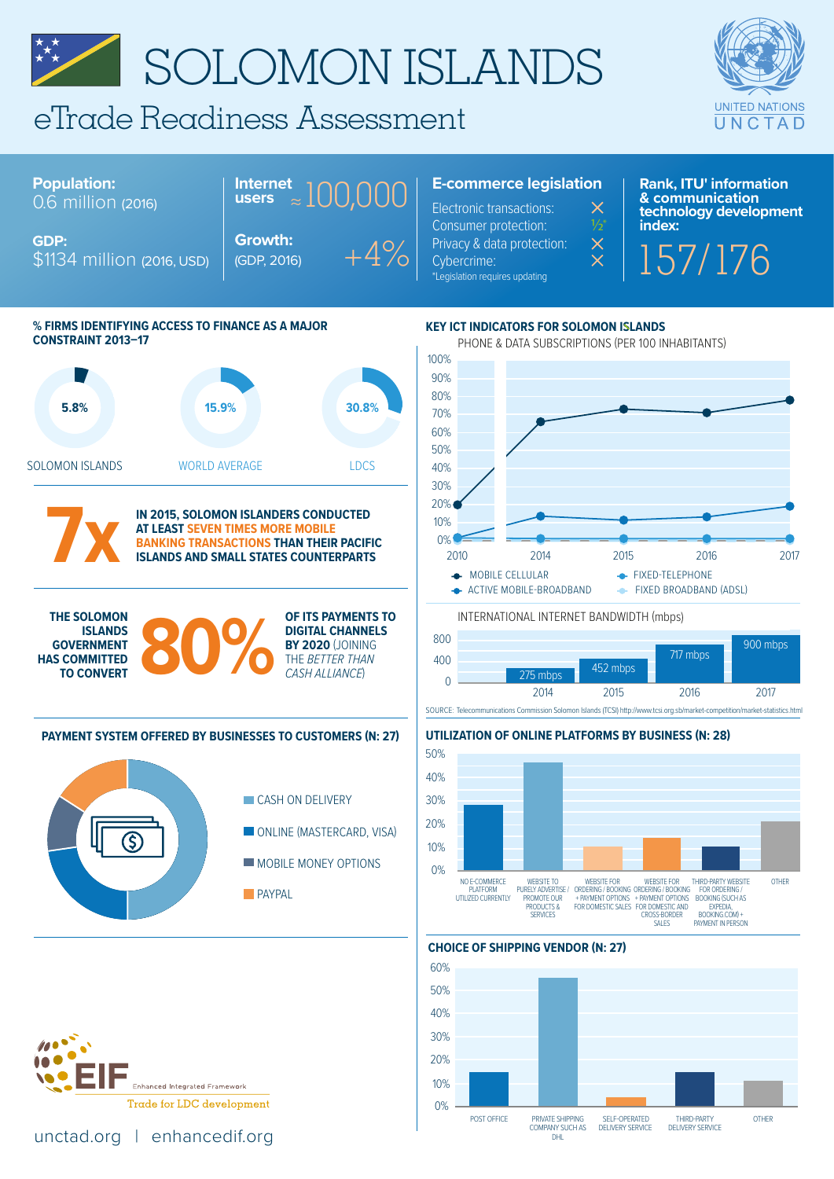# SOLOMON ISLANDS

## eTrade Readiness Assessment

UNITED NATIONS UNCTAD

**Population:** 0.6 million (2016)

**GDP:** $1134 million (2016, USD)

**Internet users** ≈ 100,000

**Growth:** (GDP, 2016) +4%

**E-commerce legislation**

| | |
|---|---|
| Electronic transactions: | × |
| Consumer protection: | ½* |
| Privacy & data protection: | × |
| Cybercrime: | × |

*Legislation requires updating

**Rank, ITU' information & communication technology development index:** 157/176

### % FIRMS IDENTIFYING ACCESS TO FINANCE AS A MAJOR CONSTRAINT 2013–17

| SOLOMON ISLANDS | WORLD AVERAGE | LDCS |
|---|---|---|
| 5.8% | 15.9% | 30.8% |

**7x** IN 2015, SOLOMON ISLANDERS CONDUCTED AT LEAST SEVEN TIMES MORE MOBILE BANKING TRANSACTIONS THAN THEIR PACIFIC ISLANDS AND SMALL STATES COUNTERPARTS

THE SOLOMON ISLANDS GOVERNMENT HAS COMMITTED TO CONVERT **80%** OF ITS PAYMENTS TO DIGITAL CHANNELS BY 2020 (JOINING THE *BETTER THAN CASH ALLIANCE*)

### KEY ICT INDICATORS FOR SOLOMON ISLANDS

PHONE & DATA SUBSCRIPTIONS (PER 100 INHABITANTS)

Legend: MOBILE CELLULAR; FIXED-TELEPHONE; ACTIVE MOBILE-BROADBAND; FIXED BROADBAND (ADSL)

INTERNATIONAL INTERNET BANDWIDTH (mbps)

| 2014 | 2015 | 2016 | 2017 |
|---|---|---|---|
| 275 mbps | 452 mbps | 717 mbps | 900 mbps |

SOURCE: Telecommunications Commission Solomon Islands (TCSI) http://www.tcsi.org.sb/market-competition/market-statistics.html

### PAYMENT SYSTEM OFFERED BY BUSINESSES TO CUSTOMERS (N: 27)

- CASH ON DELIVERY
- ONLINE (MASTERCARD, VISA)
- MOBILE MONEY OPTIONS
- PAYPAL

### UTILIZATION OF ONLINE PLATFORMS BY BUSINESS (N: 28)

Categories: NO E-COMMERCE PLATFORM UTILIZED CURRENTLY; WEBSITE TO PURELY ADVERTISE / PROMOTE OUR PRODUCTS & SERVICES; WEBSITE FOR ORDERING / BOOKING + PAYMENT OPTIONS FOR DOMESTIC SALES; WEBSITE FOR ORDERING / BOOKING + PAYMENT OPTIONS FOR DOMESTIC AND CROSS-BORDER SALES; THIRD-PARTY WEBSITE FOR ORDERING / BOOKING (SUCH AS EXPEDIA, BOOKING.COM) + PAYMENT IN PERSON; OTHER

### CHOICE OF SHIPPING VENDOR (N: 27)

Categories: POST OFFICE; PRIVATE SHIPPING COMPANY SUCH AS DHL; SELF-OPERATED DELIVERY SERVICE; THIRD-PARTY DELIVERY SERVICE; OTHER

EIF Enhanced Integrated Framework — Trade for LDC development

unctad.org | enhancedif.org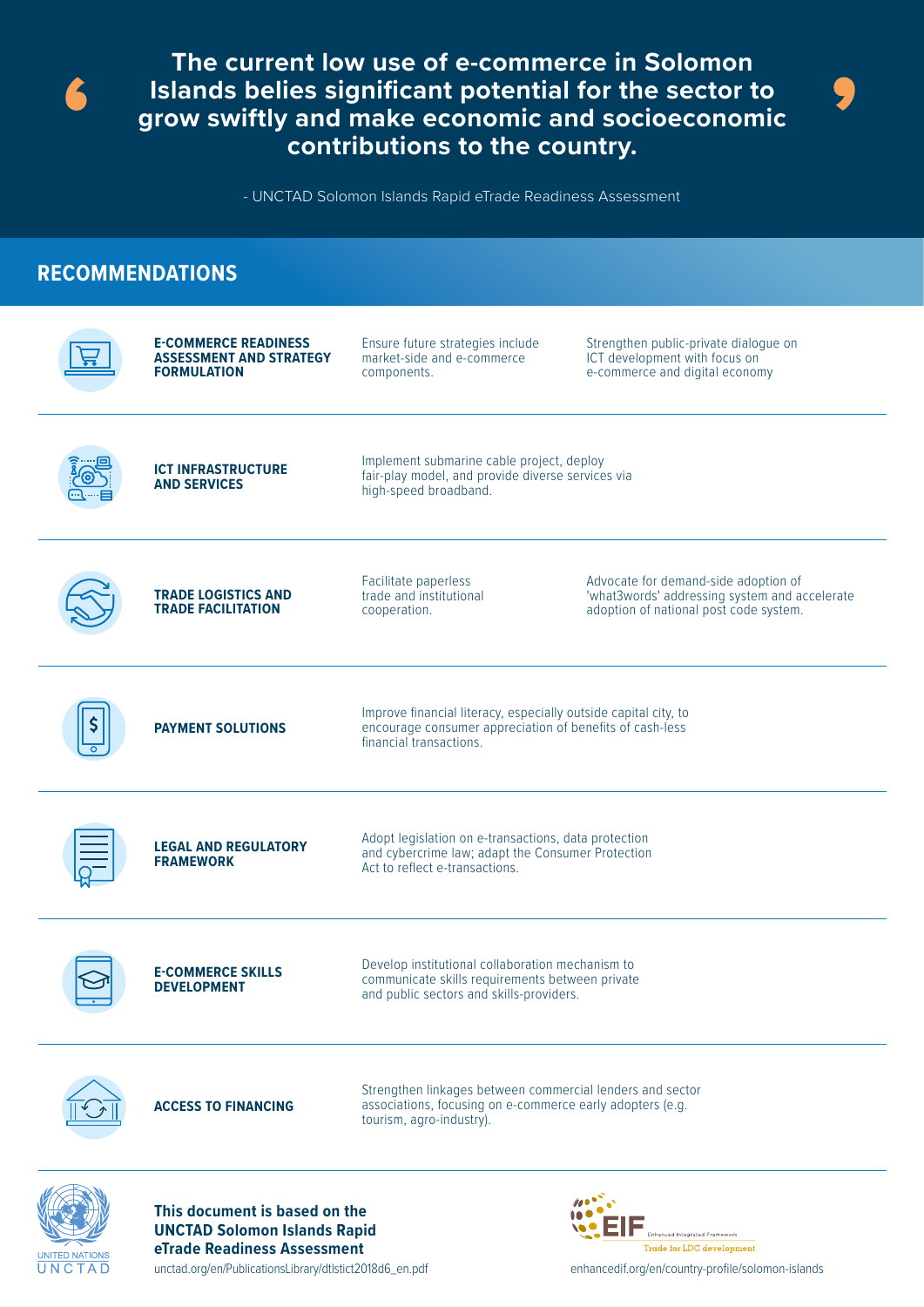> **The current low use of e-commerce in Solomon Islands belies significant potential for the sector to grow swiftly and make economic and socioeconomic contributions to the country.**

- UNCTAD Solomon Islands Rapid eTrade Readiness Assessment

## RECOMMENDATIONS

**E-COMMERCE READINESS ASSESSMENT AND STRATEGY FORMULATION**

Ensure future strategies include market-side and e-commerce components.

Strengthen public-private dialogue on ICT development with focus on e-commerce and digital economy

**ICT INFRASTRUCTURE AND SERVICES**

Implement submarine cable project, deploy fair-play model, and provide diverse services via high-speed broadband.

**TRADE LOGISTICS AND TRADE FACILITATION**

Facilitate paperless trade and institutional cooperation.

Advocate for demand-side adoption of 'what3words' addressing system and accelerate adoption of national post code system.

**PAYMENT SOLUTIONS**

Improve financial literacy, especially outside capital city, to encourage consumer appreciation of benefits of cash-less financial transactions.

**LEGAL AND REGULATORY FRAMEWORK**

Adopt legislation on e-transactions, data protection and cybercrime law; adapt the Consumer Protection Act to reflect e-transactions.

**E-COMMERCE SKILLS DEVELOPMENT**

Develop institutional collaboration mechanism to communicate skills requirements between private and public sectors and skills-providers.

**ACCESS TO FINANCING**

Strengthen linkages between commercial lenders and sector associations, focusing on e-commerce early adopters (e.g. tourism, agro-industry).

UNITED NATIONS UNCTAD

**This document is based on the UNCTAD Solomon Islands Rapid eTrade Readiness Assessment**

unctad.org/en/PublicationsLibrary/dtlstict2018d6_en.pdf

EIF Enhanced Integrated Framework — Trade for LDC development

enhancedif.org/en/country-profile/solomon-islands